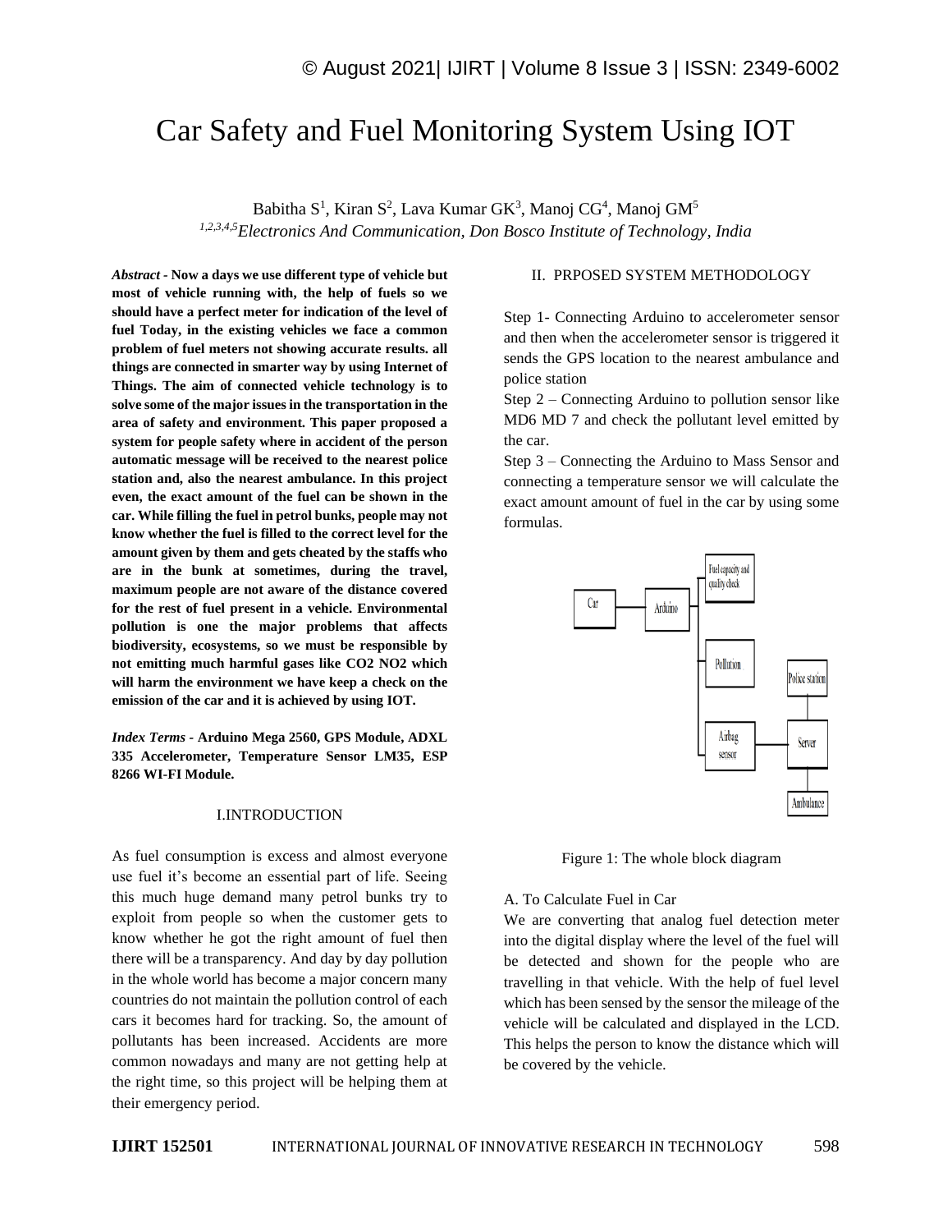# Car Safety and Fuel Monitoring System Using IOT

Babitha S[1], Kiran S[2], Lava Kumar GK[3], Manoj CG[4], Manoj GM[5]

*[1,2,3,4,5]Electronics And Communication, Don Bosco Institute of Technology, India*

***Abstract -*** **Now a days we use different type of vehicle but most of vehicle running with, the help of fuels so we should have a perfect meter for indication of the level of fuel Today, in the existing vehicles we face a common problem of fuel meters not showing accurate results. all things are connected in smarter way by using Internet of Things. The aim of connected vehicle technology is to solve some of the major issues in the transportation in the area of safety and environment. This paper proposed a system for people safety where in accident of the person automatic message will be received to the nearest police station and, also the nearest ambulance. In this project even, the exact amount of the fuel can be shown in the car. While filling the fuel in petrol bunks, people may not know whether the fuel is filled to the correct level for the amount given by them and gets cheated by the staffs who are in the bunk at sometimes, during the travel, maximum people are not aware of the distance covered for the rest of fuel present in a vehicle. Environmental pollution is one the major problems that affects biodiversity, ecosystems, so we must be responsible by not emitting much harmful gases like CO2 NO2 which will harm the environment we have keep a check on the emission of the car and it is achieved by using IOT.**

***Index Terms -*** **Arduino Mega 2560, GPS Module, ADXL 335 Accelerometer, Temperature Sensor LM35, ESP 8266 WI-FI Module.**

## I.INTRODUCTION

As fuel consumption is excess and almost everyone use fuel it's become an essential part of life. Seeing this much huge demand many petrol bunks try to exploit from people so when the customer gets to know whether he got the right amount of fuel then there will be a transparency. And day by day pollution in the whole world has become a major concern many countries do not maintain the pollution control of each cars it becomes hard for tracking. So, the amount of pollutants has been increased. Accidents are more common nowadays and many are not getting help at the right time, so this project will be helping them at their emergency period.

## II. PRPOSED SYSTEM METHODOLOGY

Step 1- Connecting Arduino to accelerometer sensor and then when the accelerometer sensor is triggered it sends the GPS location to the nearest ambulance and police station

Step 2 – Connecting Arduino to pollution sensor like MD6 MD 7 and check the pollutant level emitted by the car.

Step 3 – Connecting the Arduino to Mass Sensor and connecting a temperature sensor we will calculate the exact amount amount of fuel in the car by using some formulas.

Car → Arduino → Fuel capacity and quality check; Pollution; Airbag sensor → Server → Police station; Ambulance

Figure 1: The whole block diagram

### A. To Calculate Fuel in Car

We are converting that analog fuel detection meter into the digital display where the level of the fuel will be detected and shown for the people who are travelling in that vehicle. With the help of fuel level which has been sensed by the sensor the mileage of the vehicle will be calculated and displayed in the LCD. This helps the person to know the distance which will be covered by the vehicle.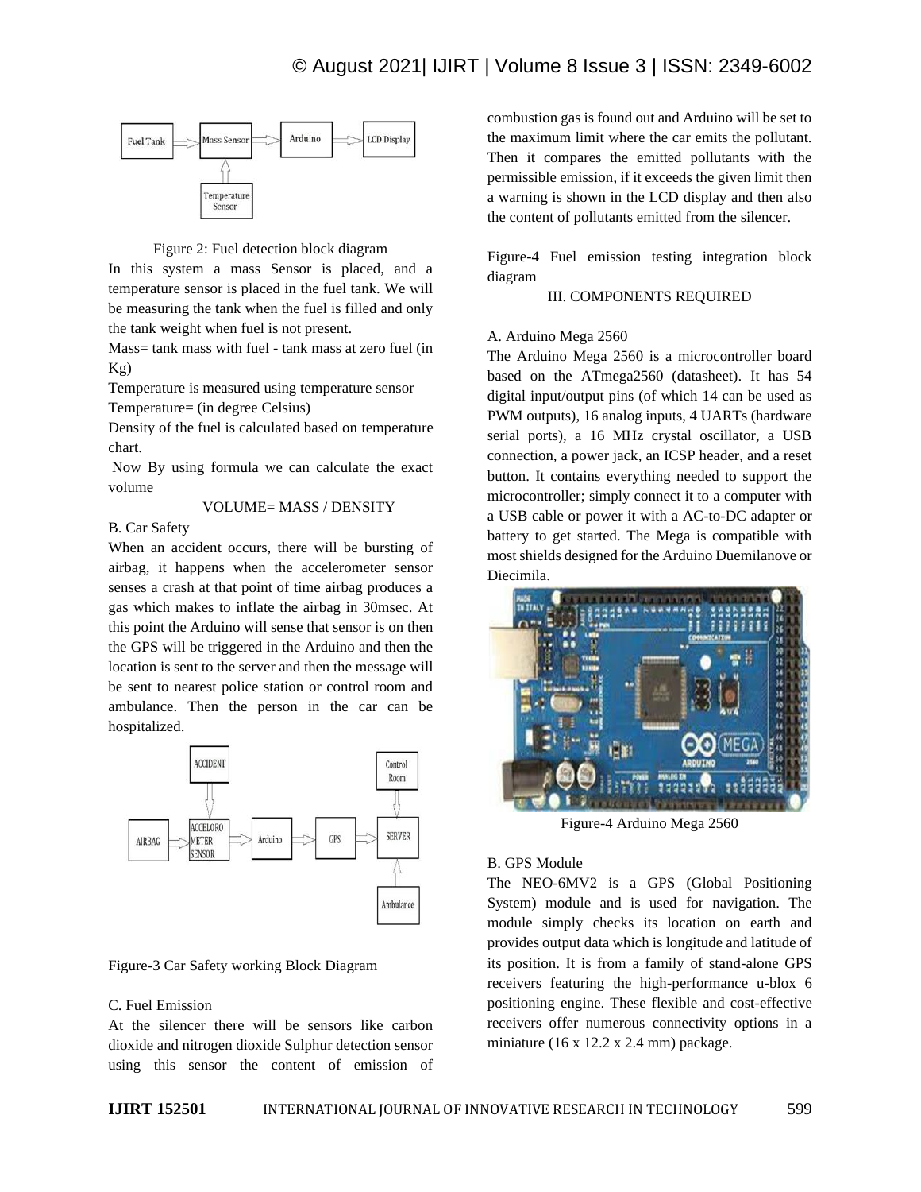Figure 2: Fuel detection block diagram

In this system a mass Sensor is placed, and a temperature sensor is placed in the fuel tank. We will be measuring the tank when the fuel is filled and only the tank weight when fuel is not present.

Mass= tank mass with fuel - tank mass at zero fuel (in Kg)

Temperature is measured using temperature sensor

Temperature= (in degree Celsius)

Density of the fuel is calculated based on temperature chart.

Now By using formula we can calculate the exact volume

VOLUME= MASS / DENSITY

B. Car Safety

When an accident occurs, there will be bursting of airbag, it happens when the accelerometer sensor senses a crash at that point of time airbag produces a gas which makes to inflate the airbag in 30msec. At this point the Arduino will sense that sensor is on then the GPS will be triggered in the Arduino and then the location is sent to the server and then the message will be sent to nearest police station or control room and ambulance. Then the person in the car can be hospitalized.

Figure-3 Car Safety working Block Diagram

C. Fuel Emission

At the silencer there will be sensors like carbon dioxide and nitrogen dioxide Sulphur detection sensor using this sensor the content of emission of combustion gas is found out and Arduino will be set to the maximum limit where the car emits the pollutant. Then it compares the emitted pollutants with the permissible emission, if it exceeds the given limit then a warning is shown in the LCD display and then also the content of pollutants emitted from the silencer.

Figure-4 Fuel emission testing integration block diagram

## III. COMPONENTS REQUIRED

A. Arduino Mega 2560

The Arduino Mega 2560 is a microcontroller board based on the ATmega2560 (datasheet). It has 54 digital input/output pins (of which 14 can be used as PWM outputs), 16 analog inputs, 4 UARTs (hardware serial ports), a 16 MHz crystal oscillator, a USB connection, a power jack, an ICSP header, and a reset button. It contains everything needed to support the microcontroller; simply connect it to a computer with a USB cable or power it with a AC-to-DC adapter or battery to get started. The Mega is compatible with most shields designed for the Arduino Duemilanove or Diecimila.

Figure-4 Arduino Mega 2560

B. GPS Module

The NEO-6MV2 is a GPS (Global Positioning System) module and is used for navigation. The module simply checks its location on earth and provides output data which is longitude and latitude of its position. It is from a family of stand-alone GPS receivers featuring the high-performance u-blox 6 positioning engine. These flexible and cost-effective receivers offer numerous connectivity options in a miniature (16 x 12.2 x 2.4 mm) package.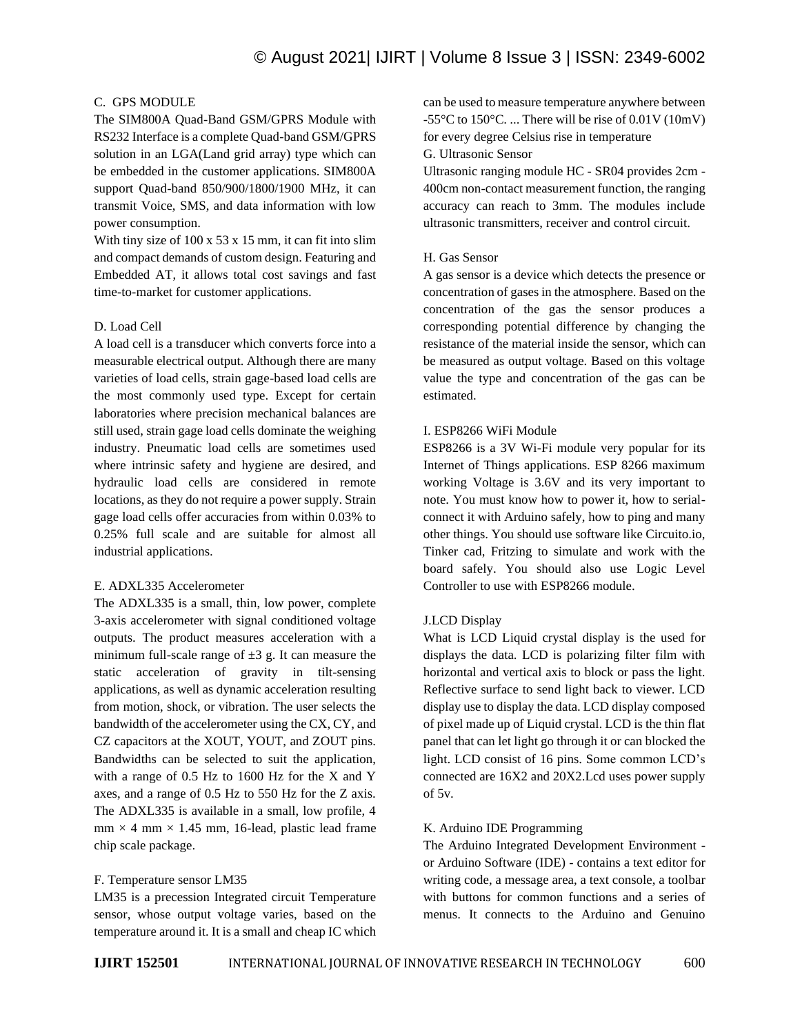### C. GPS MODULE

The SIM800A Quad-Band GSM/GPRS Module with RS232 Interface is a complete Quad-band GSM/GPRS solution in an LGA(Land grid array) type which can be embedded in the customer applications. SIM800A support Quad-band 850/900/1800/1900 MHz, it can transmit Voice, SMS, and data information with low power consumption.

With tiny size of 100 x 53 x 15 mm, it can fit into slim and compact demands of custom design. Featuring and Embedded AT, it allows total cost savings and fast time-to-market for customer applications.

### D. Load Cell

A load cell is a transducer which converts force into a measurable electrical output. Although there are many varieties of load cells, strain gage-based load cells are the most commonly used type. Except for certain laboratories where precision mechanical balances are still used, strain gage load cells dominate the weighing industry. Pneumatic load cells are sometimes used where intrinsic safety and hygiene are desired, and hydraulic load cells are considered in remote locations, as they do not require a power supply. Strain gage load cells offer accuracies from within 0.03% to 0.25% full scale and are suitable for almost all industrial applications.

### E. ADXL335 Accelerometer

The ADXL335 is a small, thin, low power, complete 3-axis accelerometer with signal conditioned voltage outputs. The product measures acceleration with a minimum full-scale range of $\pm 3$ g. It can measure the static acceleration of gravity in tilt-sensing applications, as well as dynamic acceleration resulting from motion, shock, or vibration. The user selects the bandwidth of the accelerometer using the CX, CY, and CZ capacitors at the XOUT, YOUT, and ZOUT pins. Bandwidths can be selected to suit the application, with a range of 0.5 Hz to 1600 Hz for the X and Y axes, and a range of 0.5 Hz to 550 Hz for the Z axis. The ADXL335 is available in a small, low profile, 4 mm × 4 mm × 1.45 mm, 16-lead, plastic lead frame chip scale package.

### F. Temperature sensor LM35

LM35 is a precession Integrated circuit Temperature sensor, whose output voltage varies, based on the temperature around it. It is a small and cheap IC which can be used to measure temperature anywhere between -55°C to 150°C. ... There will be rise of 0.01V (10mV) for every degree Celsius rise in temperature

### G. Ultrasonic Sensor

Ultrasonic ranging module HC - SR04 provides 2cm - 400cm non-contact measurement function, the ranging accuracy can reach to 3mm. The modules include ultrasonic transmitters, receiver and control circuit.

### H. Gas Sensor

A gas sensor is a device which detects the presence or concentration of gases in the atmosphere. Based on the concentration of the gas the sensor produces a corresponding potential difference by changing the resistance of the material inside the sensor, which can be measured as output voltage. Based on this voltage value the type and concentration of the gas can be estimated.

### I. ESP8266 WiFi Module

ESP8266 is a 3V Wi-Fi module very popular for its Internet of Things applications. ESP 8266 maximum working Voltage is 3.6V and its very important to note. You must know how to power it, how to serial-connect it with Arduino safely, how to ping and many other things. You should use software like Circuito.io, Tinker cad, Fritzing to simulate and work with the board safely. You should also use Logic Level Controller to use with ESP8266 module.

### J.LCD Display

What is LCD Liquid crystal display is the used for displays the data. LCD is polarizing filter film with horizontal and vertical axis to block or pass the light. Reflective surface to send light back to viewer. LCD display use to display the data. LCD display composed of pixel made up of Liquid crystal. LCD is the thin flat panel that can let light go through it or can blocked the light. LCD consist of 16 pins. Some common LCD's connected are 16X2 and 20X2.Lcd uses power supply of 5v.

### K. Arduino IDE Programming

The Arduino Integrated Development Environment - or Arduino Software (IDE) - contains a text editor for writing code, a message area, a text console, a toolbar with buttons for common functions and a series of menus. It connects to the Arduino and Genuino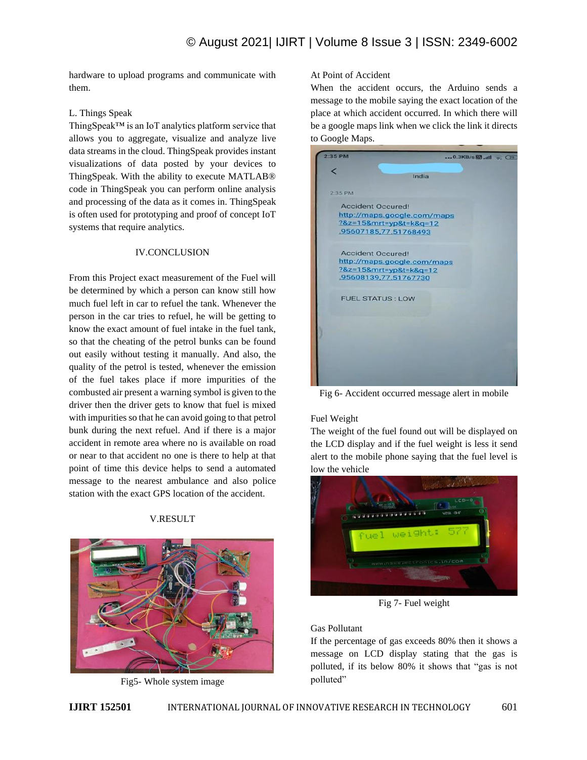hardware to upload programs and communicate with them.

L. Things Speak

ThingSpeak™ is an IoT analytics platform service that allows you to aggregate, visualize and analyze live data streams in the cloud. ThingSpeak provides instant visualizations of data posted by your devices to ThingSpeak. With the ability to execute MATLAB® code in ThingSpeak you can perform online analysis and processing of the data as it comes in. ThingSpeak is often used for prototyping and proof of concept IoT systems that require analytics.

## IV.CONCLUSION

From this Project exact measurement of the Fuel will be determined by which a person can know still how much fuel left in car to refuel the tank. Whenever the person in the car tries to refuel, he will be getting to know the exact amount of fuel intake in the fuel tank, so that the cheating of the petrol bunks can be found out easily without testing it manually. And also, the quality of the petrol is tested, whenever the emission of the fuel takes place if more impurities of the combusted air present a warning symbol is given to the driver then the driver gets to know that fuel is mixed with impurities so that he can avoid going to that petrol bunk during the next refuel. And if there is a major accident in remote area where no is available on road or near to that accident no one is there to help at that point of time this device helps to send a automated message to the nearest ambulance and also police station with the exact GPS location of the accident.

## V.RESULT

Fig5- Whole system image

At Point of Accident

When the accident occurs, the Arduino sends a message to the mobile saying the exact location of the place at which accident occurred. In which there will be a google maps link when we click the link it directs to Google Maps.

Fig 6- Accident occurred message alert in mobile

Fuel Weight

The weight of the fuel found out will be displayed on the LCD display and if the fuel weight is less it send alert to the mobile phone saying that the fuel level is low the vehicle

Fig 7- Fuel weight

Gas Pollutant

If the percentage of gas exceeds 80% then it shows a message on LCD display stating that the gas is polluted, if its below 80% it shows that "gas is not polluted"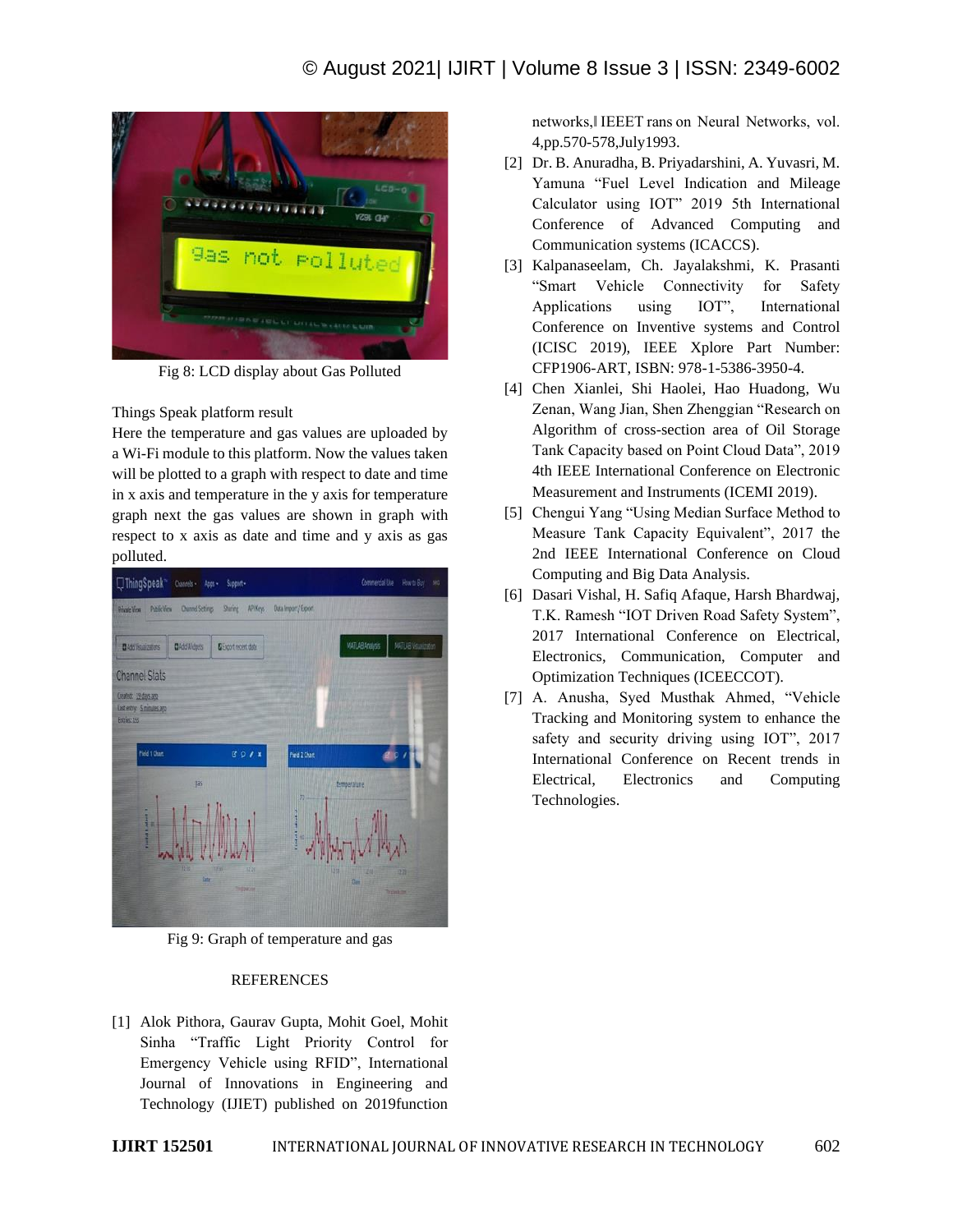Fig 8: LCD display about Gas Polluted

Things Speak platform result

Here the temperature and gas values are uploaded by a Wi-Fi module to this platform. Now the values taken will be plotted to a graph with respect to date and time in x axis and temperature in the y axis for temperature graph next the gas values are shown in graph with respect to x axis as date and time and y axis as gas polluted.

Fig 9: Graph of temperature and gas

## REFERENCES

[1] Alok Pithora, Gaurav Gupta, Mohit Goel, Mohit Sinha "Traffic Light Priority Control for Emergency Vehicle using RFID", International Journal of Innovations in Engineering and Technology (IJIET) published on 2019function networks,‖ IEEET rans on Neural Networks, vol. 4,pp.570-578,July1993.

[2] Dr. B. Anuradha, B. Priyadarshini, A. Yuvasri, M. Yamuna "Fuel Level Indication and Mileage Calculator using IOT" 2019 5th International Conference of Advanced Computing and Communication systems (ICACCS).

[3] Kalpanaseelam, Ch. Jayalakshmi, K. Prasanti "Smart Vehicle Connectivity for Safety Applications using IOT", International Conference on Inventive systems and Control (ICISC 2019), IEEE Xplore Part Number: CFP1906-ART, ISBN: 978-1-5386-3950-4.

[4] Chen Xianlei, Shi Haolei, Hao Huadong, Wu Zenan, Wang Jian, Shen Zhenggian "Research on Algorithm of cross-section area of Oil Storage Tank Capacity based on Point Cloud Data", 2019 4th IEEE International Conference on Electronic Measurement and Instruments (ICEMI 2019).

[5] Chengui Yang "Using Median Surface Method to Measure Tank Capacity Equivalent", 2017 the 2nd IEEE International Conference on Cloud Computing and Big Data Analysis.

[6] Dasari Vishal, H. Safiq Afaque, Harsh Bhardwaj, T.K. Ramesh "IOT Driven Road Safety System", 2017 International Conference on Electrical, Electronics, Communication, Computer and Optimization Techniques (ICEECCOT).

[7] A. Anusha, Syed Musthak Ahmed, "Vehicle Tracking and Monitoring system to enhance the safety and security driving using IOT", 2017 International Conference on Recent trends in Electrical, Electronics and Computing Technologies.